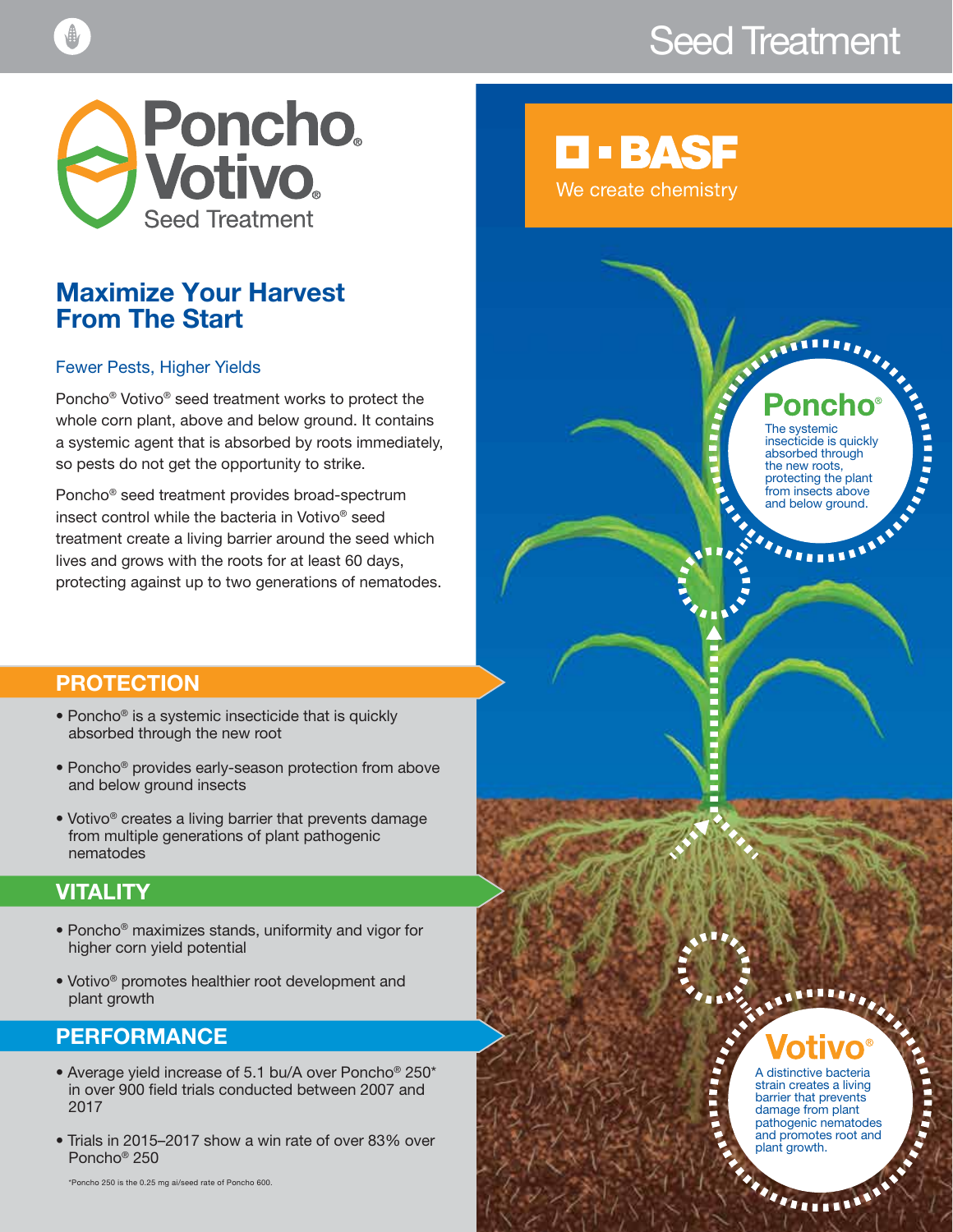# Seed Treatment

# Poncho® Votivo® Seed Treatment

## Maximize Your Harvest From The Start

### Fewer Pests, Higher Yields

Poncho® Votivo® seed treatment works to protect the whole corn plant, above and below ground. It contains a systemic agent that is absorbed by roots immediately, so pests do not get the opportunity to strike.

Poncho® seed treatment provides broad-spectrum insect control while the bacteria in Votivo® seed treatment create a living barrier around the seed which lives and grows with the roots for at least 60 days, protecting against up to two generations of nematodes.

## PROTECTION

- Poncho® is a systemic insecticide that is quickly absorbed through the new root
- Poncho® provides early-season protection from above and below ground insects
- Votivo® creates a living barrier that prevents damage from multiple generations of plant pathogenic nematodes

## VITALITY

- Poncho® maximizes stands, uniformity and vigor for higher corn yield potential
- Votivo® promotes healthier root development and plant growth

## PERFORMANCE

- Average yield increase of 5.1 bu/A over Poncho® 250* in over 900 field trials conducted between 2007 and 2017
- Trials in 2015–2017 show a win rate of over 83% over Poncho® 250

*Poncho 250 is the 0.25 mg ai/seed rate of Poncho 600.

BASF

We create chemistry

**Poncho®**

The systemic insecticide is quickly absorbed through the new roots, protecting the plant from insects above and below ground.

**Votivo®**

A distinctive bacteria strain creates a living barrier that prevents damage from plant pathogenic nematodes and promotes root and plant growth.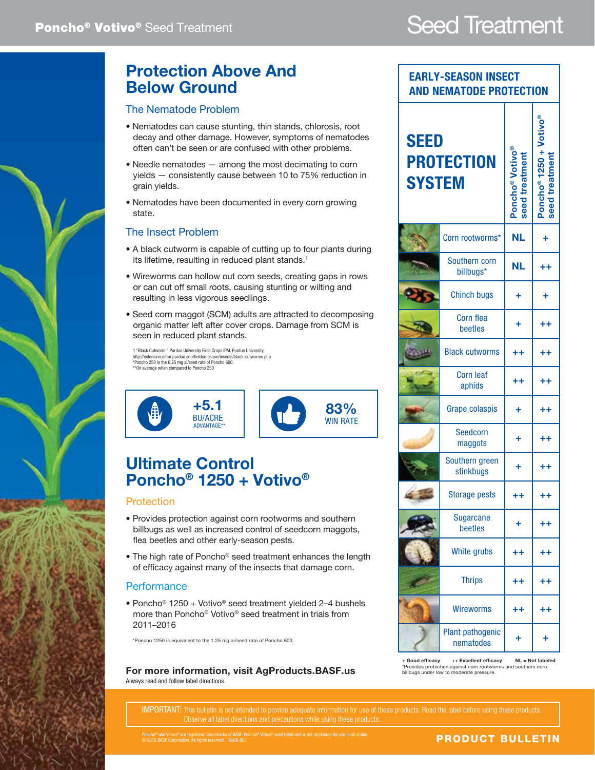# Protection Above And Below Ground

## The Nematode Problem

- Nematodes can cause stunting, thin stands, chlorosis, root decay and other damage. However, symptoms of nematodes often can't be seen or are confused with other problems.
- Needle nematodes — among the most decimating to corn yields — consistently cause between 10 to 75% reduction in grain yields.
- Nematodes have been documented in every corn growing state.

## The Insect Problem

- A black cutworm is capable of cutting up to four plants during its lifetime, resulting in reduced plant stands.[1]
- Wireworms can hollow out corn seeds, creating gaps in rows or can cut off small roots, causing stunting or wilting and resulting in less vigorous seedlings.
- Seed corn maggot (SCM) adults are attracted to decomposing organic matter left after cover crops. Damage from SCM is seen in reduced plant stands.

1 "Black Cutworm." Purdue University Field Crops IPM. Purdue University. http://extension.entm.purdue.edu/fieldcropsipm/insects/black-cutworms.php
*Poncho 250 is the 0.25 mg ai/seed rate of Poncho 600.
**On average when compared to Poncho 250

**+5.1** BU/ACRE ADVANTAGE**

**83%** WIN RATE

# Ultimate Control Poncho® 1250 + Votivo®

## Protection

- Provides protection against corn rootworms and southern billbugs as well as increased control of seedcorn maggots, flea beetles and other early-season pests.
- The high rate of Poncho® seed treatment enhances the length of efficacy against many of the insects that damage corn.

## Performance

- Poncho® 1250 + Votivo® seed treatment yielded 2–4 bushels more than Poncho® Votivo® seed treatment in trials from 2011–2016

*Poncho 1250 is equivalent to the 1.25 mg ai/seed rate of Poncho 600.

**For more information, visit AgProducts.BASF.us**
Always read and follow label directions.

## EARLY-SEASON INSECT AND NEMATODE PROTECTION

| SEED PROTECTION SYSTEM | Poncho® Votivo® seed treatment | Poncho® 1250 + Votivo® seed treatment |
|---|---|---|
| Corn rootworms* | NL | + |
| Southern corn billbugs* | NL | ++ |
| Chinch bugs | + | + |
| Corn flea beetles | + | ++ |
| Black cutworms | ++ | ++ |
| Corn leaf aphids | ++ | ++ |
| Grape colaspis | + | ++ |
| Seedcorn maggots | + | ++ |
| Southern green stinkbugs | + | ++ |
| Storage pests | ++ | ++ |
| Sugarcane beetles | + | ++ |
| White grubs | ++ | ++ |
| Thrips | ++ | ++ |
| Wireworms | ++ | ++ |
| Plant pathogenic nematodes | + | + |

+ Good efficacy ++ Excellent efficacy NL = Not labeled
*Provides protection against corn rootworms and southern corn billbugs under low to moderate pressure.

IMPORTANT: This bulletin is not intended to provide adequate information for use of these products. Read the label before using these products. Observe all label directions and precautions while using these products.

Poncho® and Votivo® are registered trademarks of BASF. Poncho® Votivo® seed treatment is not registered for use in all states.
© 2019 BASF Corporation. All rights reserved. 19-08-005

PRODUCT BULLETIN